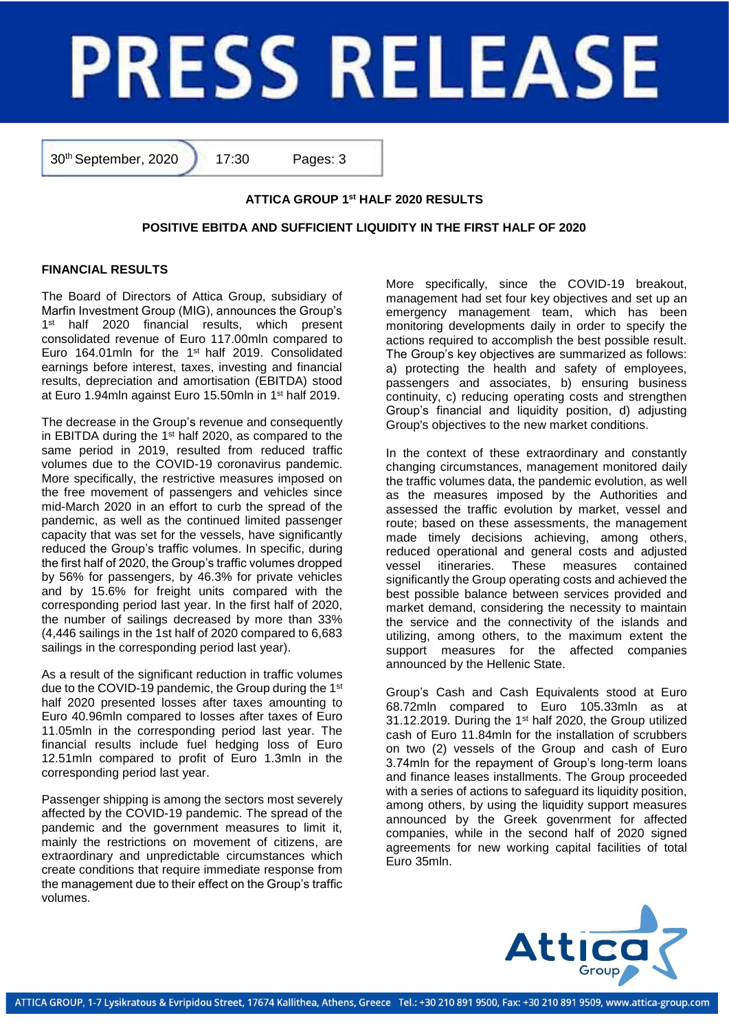# PRESS RELEASE

30th September, 2020 | 17:30 | Pages: 3

**ATTICA GROUP 1st HALF 2020 RESULTS**

**POSITIVE EBITDA AND SUFFICIENT LIQUIDITY IN THE FIRST HALF OF 2020**

## FINANCIAL RESULTS

The Board of Directors of Attica Group, subsidiary of Marfin Investment Group (MIG), announces the Group's 1st half 2020 financial results, which present consolidated revenue of Euro 117.00mln compared to Euro 164.01mln for the 1st half 2019. Consolidated earnings before interest, taxes, investing and financial results, depreciation and amortisation (EBITDA) stood at Euro 1.94mln against Euro 15.50mln in 1st half 2019.

The decrease in the Group's revenue and consequently in EBITDA during the 1st half 2020, as compared to the same period in 2019, resulted from reduced traffic volumes due to the COVID-19 coronavirus pandemic. More specifically, the restrictive measures imposed on the free movement of passengers and vehicles since mid-March 2020 in an effort to curb the spread of the pandemic, as well as the continued limited passenger capacity that was set for the vessels, have significantly reduced the Group's traffic volumes. In specific, during the first half of 2020, the Group's traffic volumes dropped by 56% for passengers, by 46.3% for private vehicles and by 15.6% for freight units compared with the corresponding period last year. In the first half of 2020, the number of sailings decreased by more than 33% (4,446 sailings in the 1st half of 2020 compared to 6,683 sailings in the corresponding period last year).

As a result of the significant reduction in traffic volumes due to the COVID-19 pandemic, the Group during the 1st half 2020 presented losses after taxes amounting to Euro 40.96mln compared to losses after taxes of Euro 11.05mln in the corresponding period last year. The financial results include fuel hedging loss of Euro 12.51mln compared to profit of Euro 1.3mln in the corresponding period last year.

Passenger shipping is among the sectors most severely affected by the COVID-19 pandemic. The spread of the pandemic and the government measures to limit it, mainly the restrictions on movement of citizens, are extraordinary and unpredictable circumstances which create conditions that require immediate response from the management due to their effect on the Group's traffic volumes.

More specifically, since the COVID-19 breakout, management had set four key objectives and set up an emergency management team, which has been monitoring developments daily in order to specify the actions required to accomplish the best possible result. The Group's key objectives are summarized as follows: a) protecting the health and safety of employees, passengers and associates, b) ensuring business continuity, c) reducing operating costs and strengthen Group's financial and liquidity position, d) adjusting Group's objectives to the new market conditions.

In the context of these extraordinary and constantly changing circumstances, management monitored daily the traffic volumes data, the pandemic evolution, as well as the measures imposed by the Authorities and assessed the traffic evolution by market, vessel and route; based on these assessments, the management made timely decisions achieving, among others, reduced operational and general costs and adjusted vessel itineraries. These measures contained significantly the Group operating costs and achieved the best possible balance between services provided and market demand, considering the necessity to maintain the service and the connectivity of the islands and utilizing, among others, to the maximum extent the support measures for the affected companies announced by the Hellenic State.

Group's Cash and Cash Equivalents stood at Euro 68.72mln compared to Euro 105.33mln as at 31.12.2019. During the 1st half 2020, the Group utilized cash of Euro 11.84mln for the installation of scrubbers on two (2) vessels of the Group and cash of Euro 3.74mln for the repayment of Group's long-term loans and finance leases installments. The Group proceeded with a series of actions to safeguard its liquidity position, among others, by using the liquidity support measures announced by the Greek govenrment for affected companies, while in the second half of 2020 signed agreements for new working capital facilities of total Euro 35mln.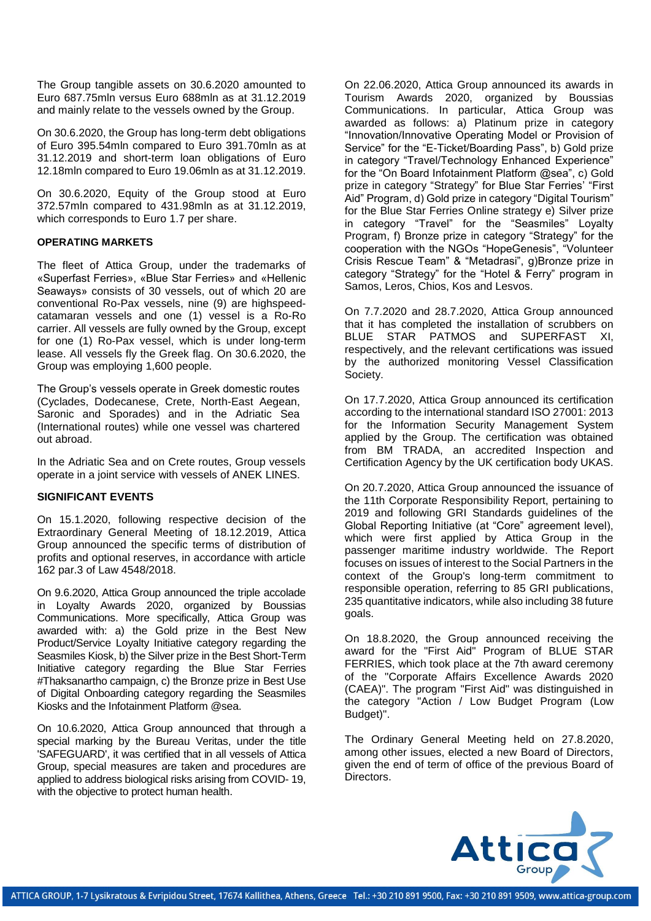The Group tangible assets on 30.6.2020 amounted to Euro 687.75mln versus Euro 688mln as at 31.12.2019 and mainly relate to the vessels owned by the Group.

On 30.6.2020, the Group has long-term debt obligations of Euro 395.54mln compared to Euro 391.70mln as at 31.12.2019 and short-term loan obligations of Euro 12.18mln compared to Euro 19.06mln as at 31.12.2019.

On 30.6.2020, Equity of the Group stood at Euro 372.57mln compared to 431.98mln as at 31.12.2019, which corresponds to Euro 1.7 per share.

**OPERATING MARKETS**

The fleet of Attica Group, under the trademarks of «Superfast Ferries», «Blue Star Ferries» and «Hellenic Seaways» consists of 30 vessels, out of which 20 are conventional Ro-Pax vessels, nine (9) are highspeed-catamaran vessels and one (1) vessel is a Ro-Ro carrier. All vessels are fully owned by the Group, except for one (1) Ro-Pax vessel, which is under long-term lease. All vessels fly the Greek flag. On 30.6.2020, the Group was employing 1,600 people.

The Group's vessels operate in Greek domestic routes (Cyclades, Dodecanese, Crete, North-East Aegean, Saronic and Sporades) and in the Adriatic Sea (International routes) while one vessel was chartered out abroad.

In the Adriatic Sea and on Crete routes, Group vessels operate in a joint service with vessels of ANEK LINES.

**SIGNIFICANT EVENTS**

On 15.1.2020, following respective decision of the Extraordinary General Meeting of 18.12.2019, Attica Group announced the specific terms of distribution of profits and optional reserves, in accordance with article 162 par.3 of Law 4548/2018.

On 9.6.2020, Attica Group announced the triple accolade in Loyalty Awards 2020, organized by Boussias Communications. More specifically, Attica Group was awarded with: a) the Gold prize in the Best New Product/Service Loyalty Initiative category regarding the Seasmiles Kiosk, b) the Silver prize in the Best Short-Term Initiative category regarding the Blue Star Ferries #Thaksanartho campaign, c) the Bronze prize in Best Use of Digital Onboarding category regarding the Seasmiles Kiosks and the Infotainment Platform @sea.

On 10.6.2020, Attica Group announced that through a special marking by the Bureau Veritas, under the title 'SAFEGUARD', it was certified that in all vessels of Attica Group, special measures are taken and procedures are applied to address biological risks arising from COVID- 19, with the objective to protect human health.

On 22.06.2020, Attica Group announced its awards in Tourism Awards 2020, organized by Boussias Communications. In particular, Attica Group was awarded as follows: a) Platinum prize in category "Innovation/Innovative Operating Model or Provision of Service" for the "E-Ticket/Boarding Pass", b) Gold prize in category "Travel/Technology Enhanced Experience" for the "On Board Infotainment Platform @sea", c) Gold prize in category "Strategy" for Blue Star Ferries' "First Aid" Program, d) Gold prize in category "Digital Tourism" for the Blue Star Ferries Online strategy e) Silver prize in category "Travel" for the "Seasmiles" Loyalty Program, f) Bronze prize in category "Strategy" for the cooperation with the NGOs "HopeGenesis", "Volunteer Crisis Rescue Team" & "Metadrasi", g)Bronze prize in category "Strategy" for the "Hotel & Ferry" program in Samos, Leros, Chios, Kos and Lesvos.

On 7.7.2020 and 28.7.2020, Attica Group announced that it has completed the installation of scrubbers on BLUE STAR PATMOS and SUPERFAST XI, respectively, and the relevant certifications was issued by the authorized monitoring Vessel Classification Society.

On 17.7.2020, Attica Group announced its certification according to the international standard ISO 27001: 2013 for the Information Security Management System applied by the Group. The certification was obtained from BM TRADA, an accredited Inspection and Certification Agency by the UK certification body UKAS.

On 20.7.2020, Attica Group announced the issuance of the 11th Corporate Responsibility Report, pertaining to 2019 and following GRI Standards guidelines of the Global Reporting Initiative (at "Core" agreement level), which were first applied by Attica Group in the passenger maritime industry worldwide. The Report focuses on issues of interest to the Social Partners in the context of the Group's long-term commitment to responsible operation, referring to 85 GRI publications, 235 quantitative indicators, while also including 38 future goals.

On 18.8.2020, the Group announced receiving the award for the "First Aid" Program of BLUE STAR FERRIES, which took place at the 7th award ceremony of the "Corporate Affairs Excellence Awards 2020 (CAEA)". The program "First Aid" was distinguished in the category "Action / Low Budget Program (Low Budget)".

The Ordinary General Meeting held on 27.8.2020, among other issues, elected a new Board of Directors, given the end of term of office of the previous Board of Directors.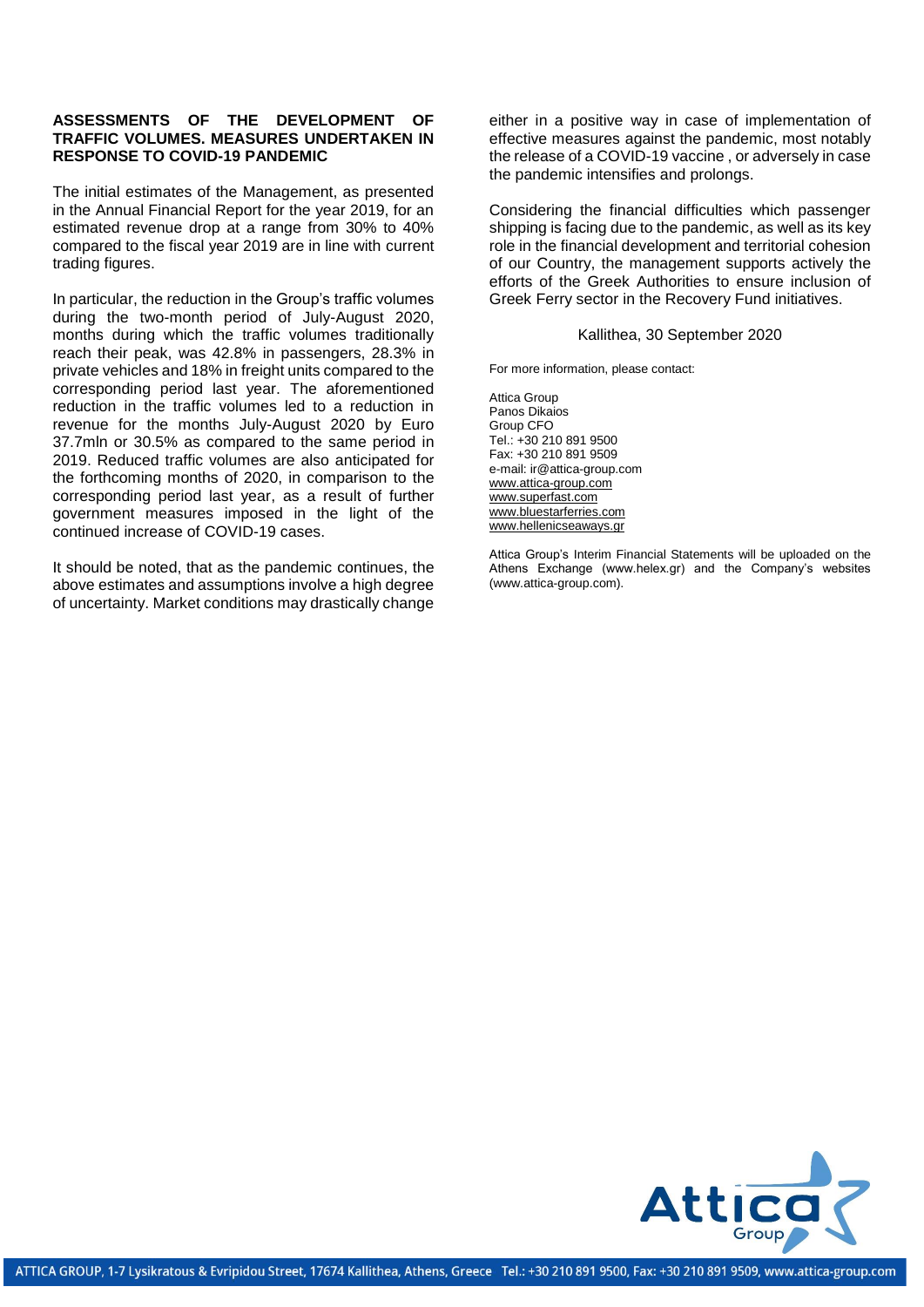## ASSESSMENTS OF THE DEVELOPMENT OF TRAFFIC VOLUMES. MEASURES UNDERTAKEN IN RESPONSE TO COVID-19 PANDEMIC

The initial estimates of the Management, as presented in the Annual Financial Report for the year 2019, for an estimated revenue drop at a range from 30% to 40% compared to the fiscal year 2019 are in line with current trading figures.

In particular, the reduction in the Group's traffic volumes during the two-month period of July-August 2020, months during which the traffic volumes traditionally reach their peak, was 42.8% in passengers, 28.3% in private vehicles and 18% in freight units compared to the corresponding period last year. The aforementioned reduction in the traffic volumes led to a reduction in revenue for the months July-August 2020 by Euro 37.7mln or 30.5% as compared to the same period in 2019. Reduced traffic volumes are also anticipated for the forthcoming months of 2020, in comparison to the corresponding period last year, as a result of further government measures imposed in the light of the continued increase of COVID-19 cases.

It should be noted, that as the pandemic continues, the above estimates and assumptions involve a high degree of uncertainty. Market conditions may drastically change either in a positive way in case of implementation of effective measures against the pandemic, most notably the release of a COVID-19 vaccine , or adversely in case the pandemic intensifies and prolongs.

Considering the financial difficulties which passenger shipping is facing due to the pandemic, as well as its key role in the financial development and territorial cohesion of our Country, the management supports actively the efforts of the Greek Authorities to ensure inclusion of Greek Ferry sector in the Recovery Fund initiatives.

Kallithea, 30 September 2020

For more information, please contact:

Attica Group
Panos Dikaios
Group CFO
Tel.: +30 210 891 9500
Fax: +30 210 891 9509
e-mail: ir@attica-group.com
www.attica-group.com
www.superfast.com
www.bluestarferries.com
www.hellenicseaways.gr

Attica Group's Interim Financial Statements will be uploaded on the Athens Exchange (www.helex.gr) and the Company's websites (www.attica-group.com).